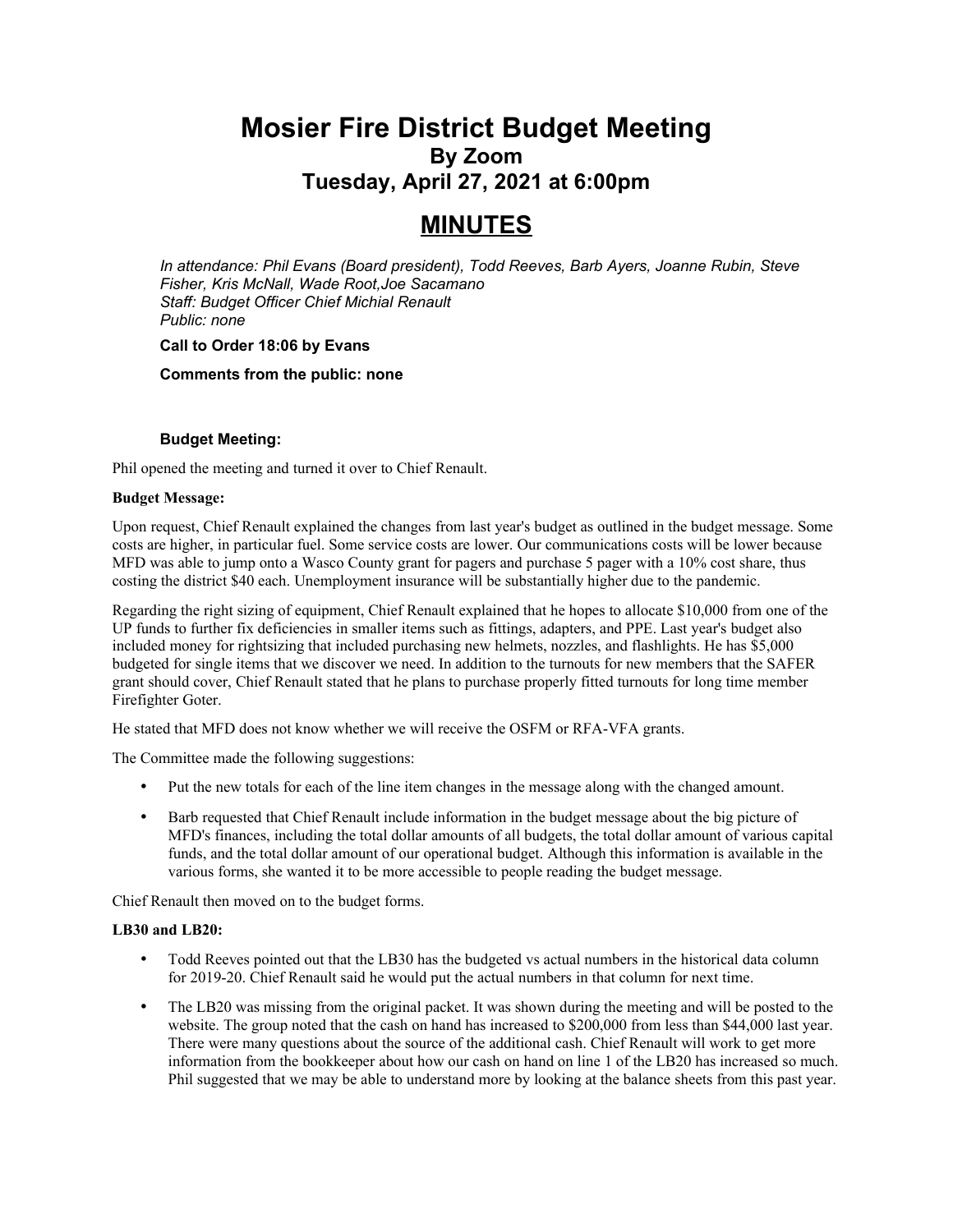# Mosier Fire District Budget Meeting

## By Zoom

## Tuesday, April 27, 2021 at 6:00pm

# MINUTES

*In attendance: Phil Evans (Board president), Todd Reeves, Barb Ayers, Joanne Rubin, Steve Fisher, Kris McNall, Wade Root,Joe Sacamano*
*Staff: Budget Officer Chief Michial Renault*
*Public: none*

**Call to Order 18:06 by Evans**

**Comments from the public: none**

**Budget Meeting:**

Phil opened the meeting and turned it over to Chief Renault.

**Budget Message:**

Upon request, Chief Renault explained the changes from last year's budget as outlined in the budget message. Some costs are higher, in particular fuel. Some service costs are lower. Our communications costs will be lower because MFD was able to jump onto a Wasco County grant for pagers and purchase 5 pager with a 10% cost share, thus costing the district $40 each. Unemployment insurance will be substantially higher due to the pandemic.

Regarding the right sizing of equipment, Chief Renault explained that he hopes to allocate $10,000 from one of the UP funds to further fix deficiencies in smaller items such as fittings, adapters, and PPE. Last year's budget also included money for rightsizing that included purchasing new helmets, nozzles, and flashlights. He has $5,000 budgeted for single items that we discover we need. In addition to the turnouts for new members that the SAFER grant should cover, Chief Renault stated that he plans to purchase properly fitted turnouts for long time member Firefighter Goter.

He stated that MFD does not know whether we will receive the OSFM or RFA-VFA grants.

The Committee made the following suggestions:

- Put the new totals for each of the line item changes in the message along with the changed amount.
- Barb requested that Chief Renault include information in the budget message about the big picture of MFD's finances, including the total dollar amounts of all budgets, the total dollar amount of various capital funds, and the total dollar amount of our operational budget. Although this information is available in the various forms, she wanted it to be more accessible to people reading the budget message.

Chief Renault then moved on to the budget forms.

**LB30 and LB20:**

- Todd Reeves pointed out that the LB30 has the budgeted vs actual numbers in the historical data column for 2019-20. Chief Renault said he would put the actual numbers in that column for next time.
- The LB20 was missing from the original packet. It was shown during the meeting and will be posted to the website. The group noted that the cash on hand has increased to $200,000 from less than $44,000 last year. There were many questions about the source of the additional cash. Chief Renault will work to get more information from the bookkeeper about how our cash on hand on line 1 of the LB20 has increased so much. Phil suggested that we may be able to understand more by looking at the balance sheets from this past year.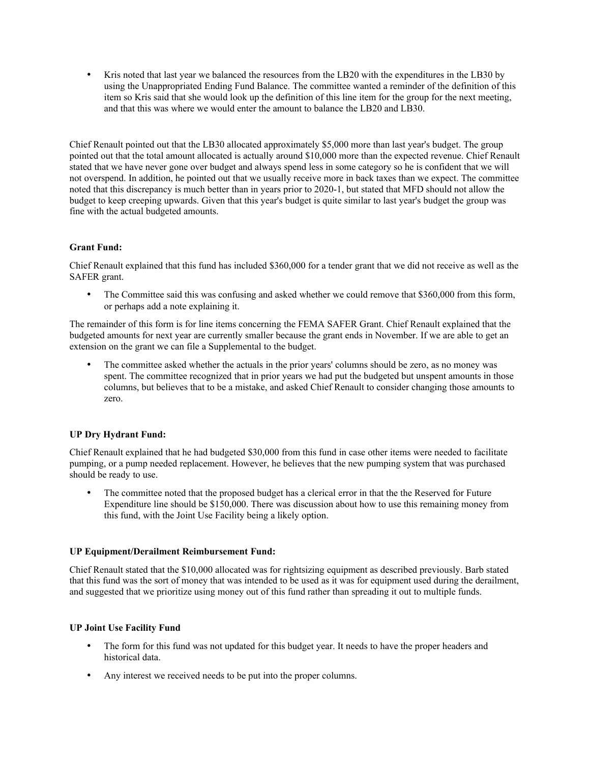- Kris noted that last year we balanced the resources from the LB20 with the expenditures in the LB30 by using the Unappropriated Ending Fund Balance. The committee wanted a reminder of the definition of this item so Kris said that she would look up the definition of this line item for the group for the next meeting, and that this was where we would enter the amount to balance the LB20 and LB30.

Chief Renault pointed out that the LB30 allocated approximately $5,000 more than last year's budget. The group pointed out that the total amount allocated is actually around $10,000 more than the expected revenue. Chief Renault stated that we have never gone over budget and always spend less in some category so he is confident that we will not overspend. In addition, he pointed out that we usually receive more in back taxes than we expect. The committee noted that this discrepancy is much better than in years prior to 2020-1, but stated that MFD should not allow the budget to keep creeping upwards. Given that this year's budget is quite similar to last year's budget the group was fine with the actual budgeted amounts.

**Grant Fund:**

Chief Renault explained that this fund has included $360,000 for a tender grant that we did not receive as well as the SAFER grant.

- The Committee said this was confusing and asked whether we could remove that $360,000 from this form, or perhaps add a note explaining it.

The remainder of this form is for line items concerning the FEMA SAFER Grant. Chief Renault explained that the budgeted amounts for next year are currently smaller because the grant ends in November. If we are able to get an extension on the grant we can file a Supplemental to the budget.

- The committee asked whether the actuals in the prior years' columns should be zero, as no money was spent. The committee recognized that in prior years we had put the budgeted but unspent amounts in those columns, but believes that to be a mistake, and asked Chief Renault to consider changing those amounts to zero.

**UP Dry Hydrant Fund:**

Chief Renault explained that he had budgeted $30,000 from this fund in case other items were needed to facilitate pumping, or a pump needed replacement. However, he believes that the new pumping system that was purchased should be ready to use.

- The committee noted that the proposed budget has a clerical error in that the the Reserved for Future Expenditure line should be $150,000. There was discussion about how to use this remaining money from this fund, with the Joint Use Facility being a likely option.

**UP Equipment/Derailment Reimbursement Fund:**

Chief Renault stated that the $10,000 allocated was for rightsizing equipment as described previously. Barb stated that this fund was the sort of money that was intended to be used as it was for equipment used during the derailment, and suggested that we prioritize using money out of this fund rather than spreading it out to multiple funds.

**UP Joint Use Facility Fund**

- The form for this fund was not updated for this budget year. It needs to have the proper headers and historical data.
- Any interest we received needs to be put into the proper columns.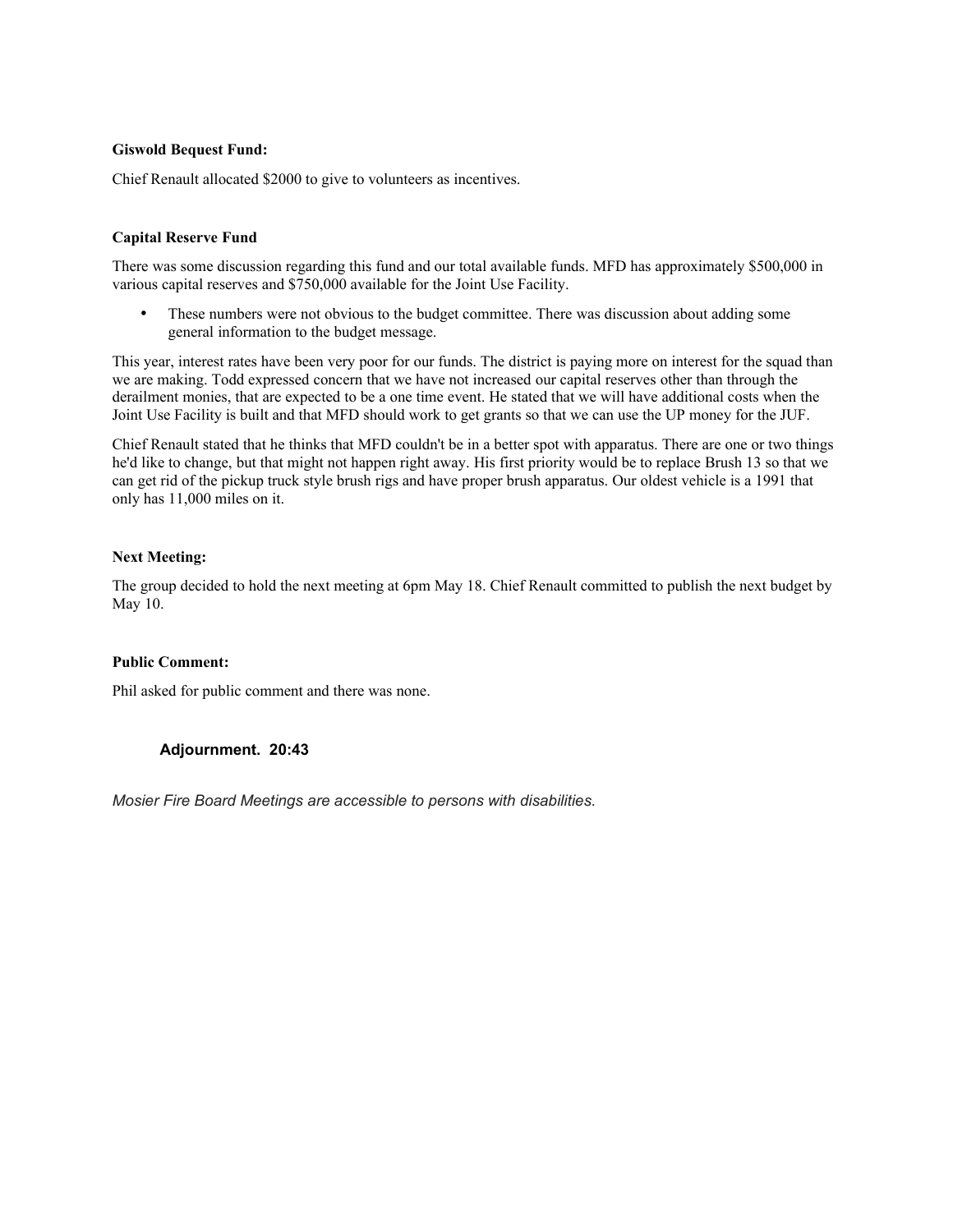**Giswold Bequest Fund:**

Chief Renault allocated $2000 to give to volunteers as incentives.

**Capital Reserve Fund**

There was some discussion regarding this fund and our total available funds. MFD has approximately $500,000 in various capital reserves and $750,000 available for the Joint Use Facility.

- These numbers were not obvious to the budget committee. There was discussion about adding some general information to the budget message.

This year, interest rates have been very poor for our funds. The district is paying more on interest for the squad than we are making. Todd expressed concern that we have not increased our capital reserves other than through the derailment monies, that are expected to be a one time event. He stated that we will have additional costs when the Joint Use Facility is built and that MFD should work to get grants so that we can use the UP money for the JUF.

Chief Renault stated that he thinks that MFD couldn't be in a better spot with apparatus. There are one or two things he'd like to change, but that might not happen right away. His first priority would be to replace Brush 13 so that we can get rid of the pickup truck style brush rigs and have proper brush apparatus. Our oldest vehicle is a 1991 that only has 11,000 miles on it.

**Next Meeting:**

The group decided to hold the next meeting at 6pm May 18. Chief Renault committed to publish the next budget by May 10.

**Public Comment:**

Phil asked for public comment and there was none.

**Adjournment. 20:43**

*Mosier Fire Board Meetings are accessible to persons with disabilities.*